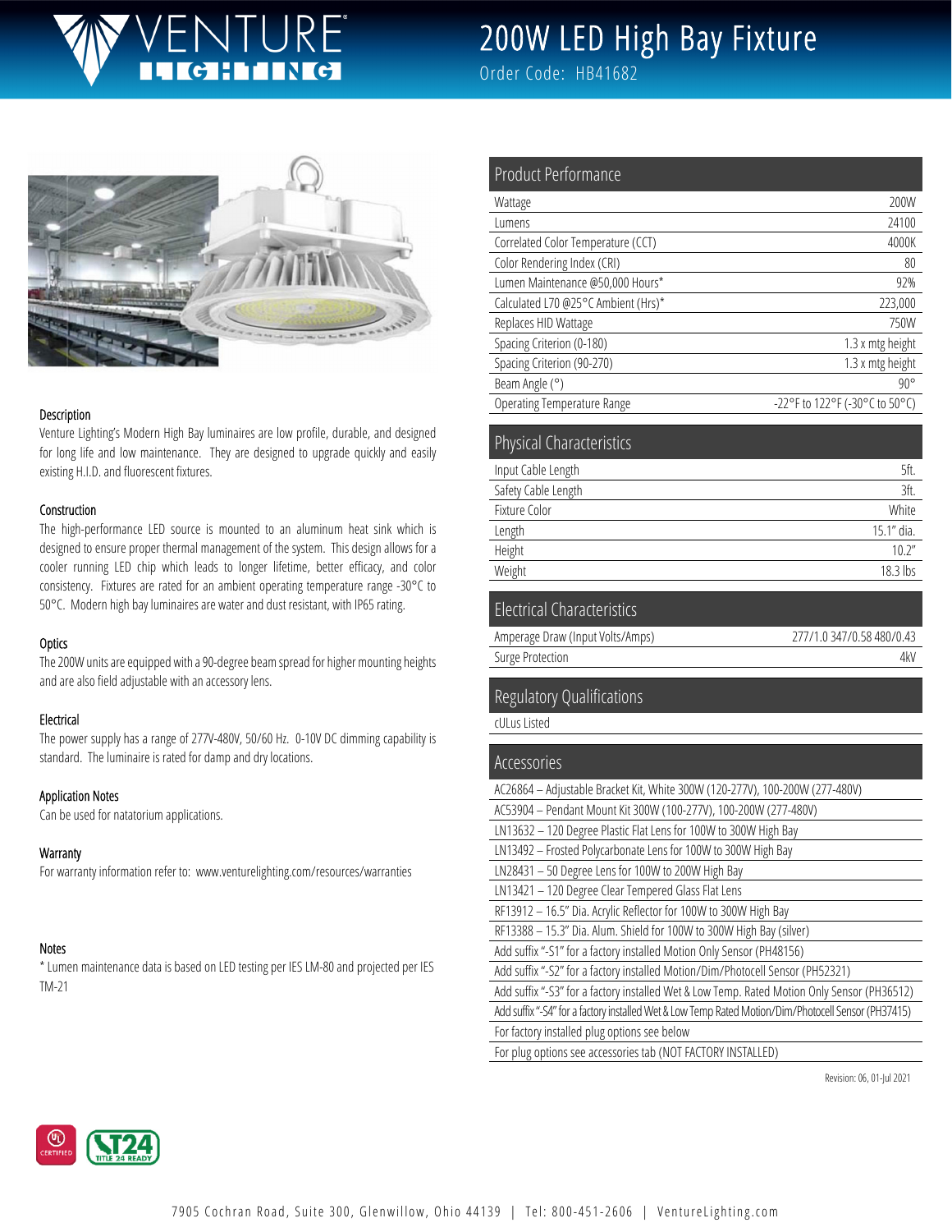# 200W LED High Bay Fixture

Order Code: HB41682

### Description

Venture Lighting's Modern High Bay luminaires are low profile, durable, and designed for long life and low maintenance. They are designed to upgrade quickly and easily existing H.I.D. and fluorescent fixtures.

### Construction

The high-performance LED source is mounted to an aluminum heat sink which is designed to ensure proper thermal management of the system. This design allows for a cooler running LED chip which leads to longer lifetime, better efficacy, and color consistency. Fixtures are rated for an ambient operating temperature range -30°C to 50°C. Modern high bay luminaires are water and dust resistant, with IP65 rating.

### Optics

The 200W units are equipped with a 90-degree beam spread for higher mounting heights and are also field adjustable with an accessory lens.

### Electrical

The power supply has a range of 277V-480V, 50/60 Hz. 0-10V DC dimming capability is standard. The luminaire is rated for damp and dry locations.

### Application Notes

Can be used for natatorium applications.

### Warranty

For warranty information refer to: www.venturelighting.com/resources/warranties

### Notes

* Lumen maintenance data is based on LED testing per IES LM-80 and projected per IES TM-21

## Product Performance

| | |
|---|---|
| Wattage | 200W |
| Lumens | 24100 |
| Correlated Color Temperature (CCT) | 4000K |
| Color Rendering Index (CRI) | 80 |
| Lumen Maintenance @50,000 Hours* | 92% |
| Calculated L70 @25°C Ambient (Hrs)* | 223,000 |
| Replaces HID Wattage | 750W |
| Spacing Criterion (0-180) | 1.3 x mtg height |
| Spacing Criterion (90-270) | 1.3 x mtg height |
| Beam Angle (°) | 90° |
| Operating Temperature Range | -22°F to 122°F (-30°C to 50°C) |

## Physical Characteristics

| | |
|---|---|
| Input Cable Length | 5ft. |
| Safety Cable Length | 3ft. |
| Fixture Color | White |
| Length | 15.1" dia. |
| Height | 10.2" |
| Weight | 18.3 lbs |

## Electrical Characteristics

| | |
|---|---|
| Amperage Draw (Input Volts/Amps) | 277/1.0 347/0.58 480/0.43 |
| Surge Protection | 4kV |

## Regulatory Qualifications

cULus Listed

## Accessories

- AC26864 – Adjustable Bracket Kit, White 300W (120-277V), 100-200W (277-480V)
- AC53904 – Pendant Mount Kit 300W (100-277V), 100-200W (277-480V)
- LN13632 – 120 Degree Plastic Flat Lens for 100W to 300W High Bay
- LN13492 – Frosted Polycarbonate Lens for 100W to 300W High Bay
- LN28431 – 50 Degree Lens for 100W to 200W High Bay
- LN13421 – 120 Degree Clear Tempered Glass Flat Lens
- RF13912 – 16.5" Dia. Acrylic Reflector for 100W to 300W High Bay
- RF13388 – 15.3" Dia. Alum. Shield for 100W to 300W High Bay (silver)
- Add suffix "-S1" for a factory installed Motion Only Sensor (PH48156)
- Add suffix "-S2" for a factory installed Motion/Dim/Photocell Sensor (PH52321)
- Add suffix "-S3" for a factory installed Wet & Low Temp. Rated Motion Only Sensor (PH36512)
- Add suffix "-S4" for a factory installed Wet & Low Temp Rated Motion/Dim/Photocell Sensor (PH37415)
- For factory installed plug options see below
- For plug options see accessories tab (NOT FACTORY INSTALLED)

Revision: 06, 01-Jul 2021

7905 Cochran Road, Suite 300, Glenwillow, Ohio 44139 | Tel: 800-451-2606 | VentureLighting.com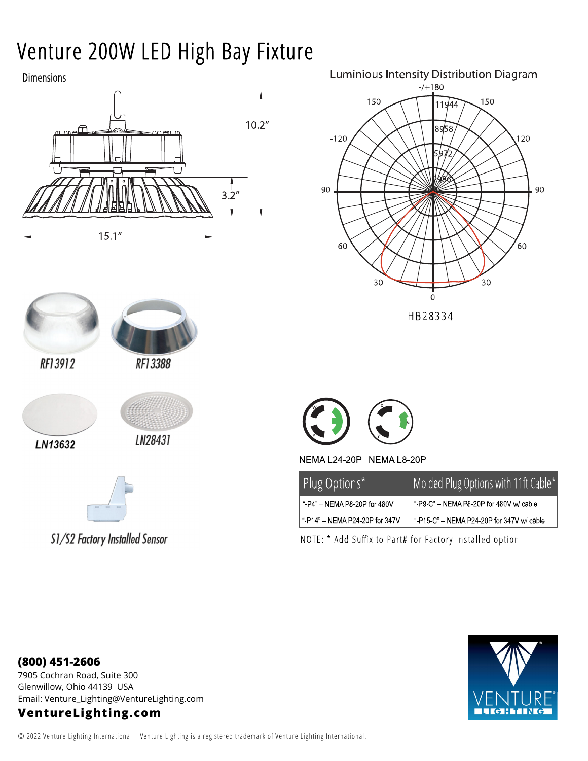# Venture 200W LED High Bay Fixture

## Dimensions

10.2"

3.2"

15.1"

## Luminious Intensity Distribution Diagram

-/+180

-150

150

-120

120

-90

90

-60

60

-30

30

0

11944

8958

5972

2986

HB28334

RF13912

RF13388

LN13632

LN28431

S1/S2 Factory Installed Sensor

NEMA L24-20P   NEMA L8-20P

| Plug Options* | Molded Plug Options with 11ft Cable* |
|---|---|
| "-P4" – NEMA P8-20P for 480V | "-P9-C" – NEMA P8-20P for 480V w/ cable |
| "-P14" – NEMA P24-20P for 347V | "-P15-C" – NEMA P24-20P for 347V w/ cable |

NOTE: * Add Suffix to Part# for Factory Installed option

**(800) 451-2606**
7905 Cochran Road, Suite 300
Glenwillow, Ohio 44139  USA
Email: Venture_Lighting@VentureLighting.com
**VentureLighting.com**

VENTURE® LIGHTING

© 2022 Venture Lighting International   Venture Lighting is a registered trademark of Venture Lighting International.